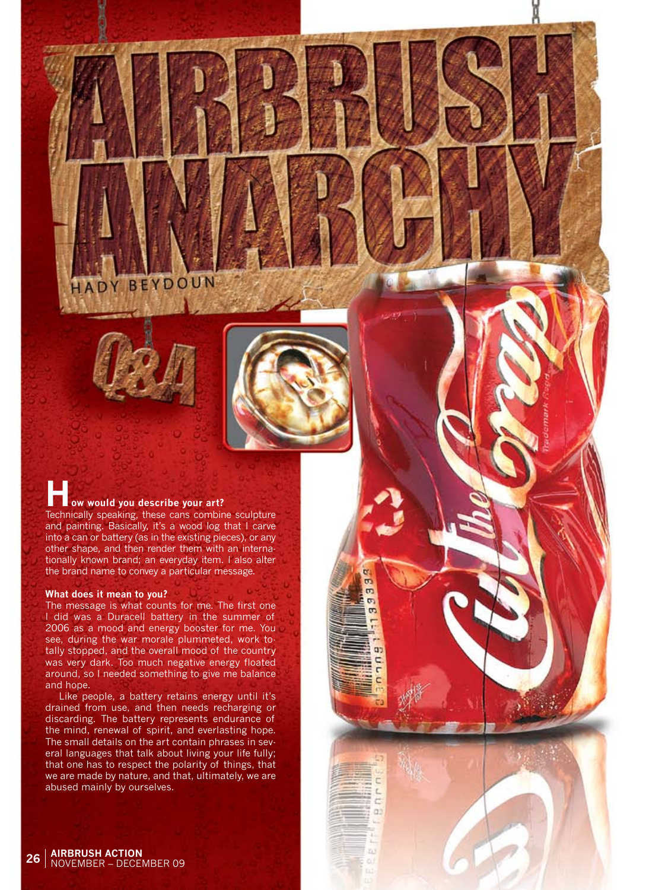# AIRBRUSH ANARCHY

HADY BEYDOUN

## Q&A

**How would you describe your art?**

Technically speaking, these cans combine sculpture and painting. Basically, it's a wood log that I carve into a can or battery (as in the existing pieces), or any other shape, and then render them with an internationally known brand; an everyday item. I also alter the brand name to convey a particular message.

**What does it mean to you?**

The message is what counts for me. The first one I did was a Duracell battery in the summer of 2006 as a mood and energy booster for me. You see, during the war morale plummeted, work totally stopped, and the overall mood of the country was very dark. Too much negative energy floated around, so I needed something to give me balance and hope.

Like people, a battery retains energy until it's drained from use, and then needs recharging or discarding. The battery represents endurance of the mind, renewal of spirit, and everlasting hope. The small details on the art contain phrases in several languages that talk about living your life fully; that one has to respect the polarity of things, that we are made by nature, and that, ultimately, we are abused mainly by ourselves.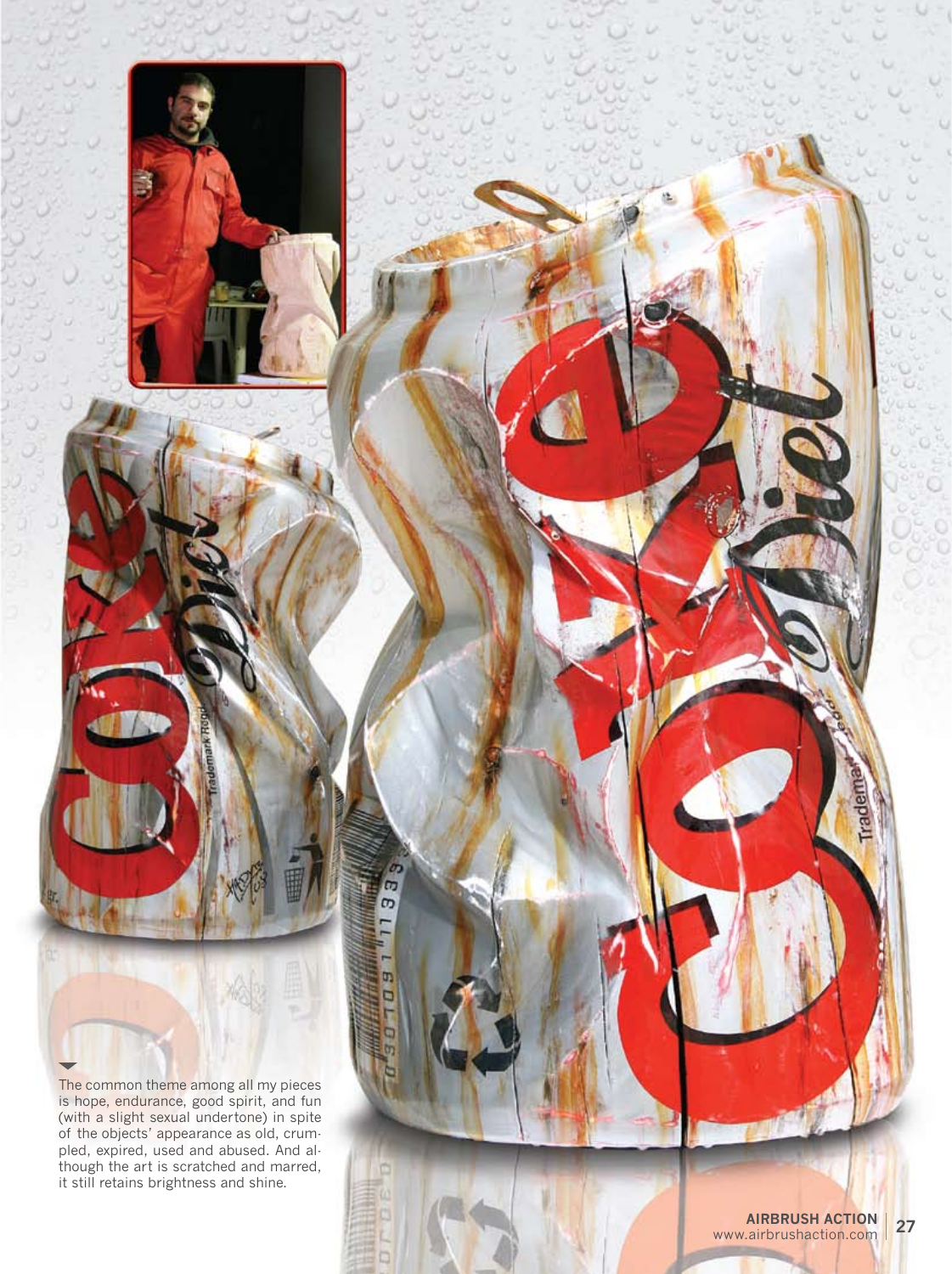The common theme among all my pieces is hope, endurance, good spirit, and fun (with a slight sexual undertone) in spite of the objects' appearance as old, crumpled, expired, used and abused. And although the art is scratched and marred, it still retains brightness and shine.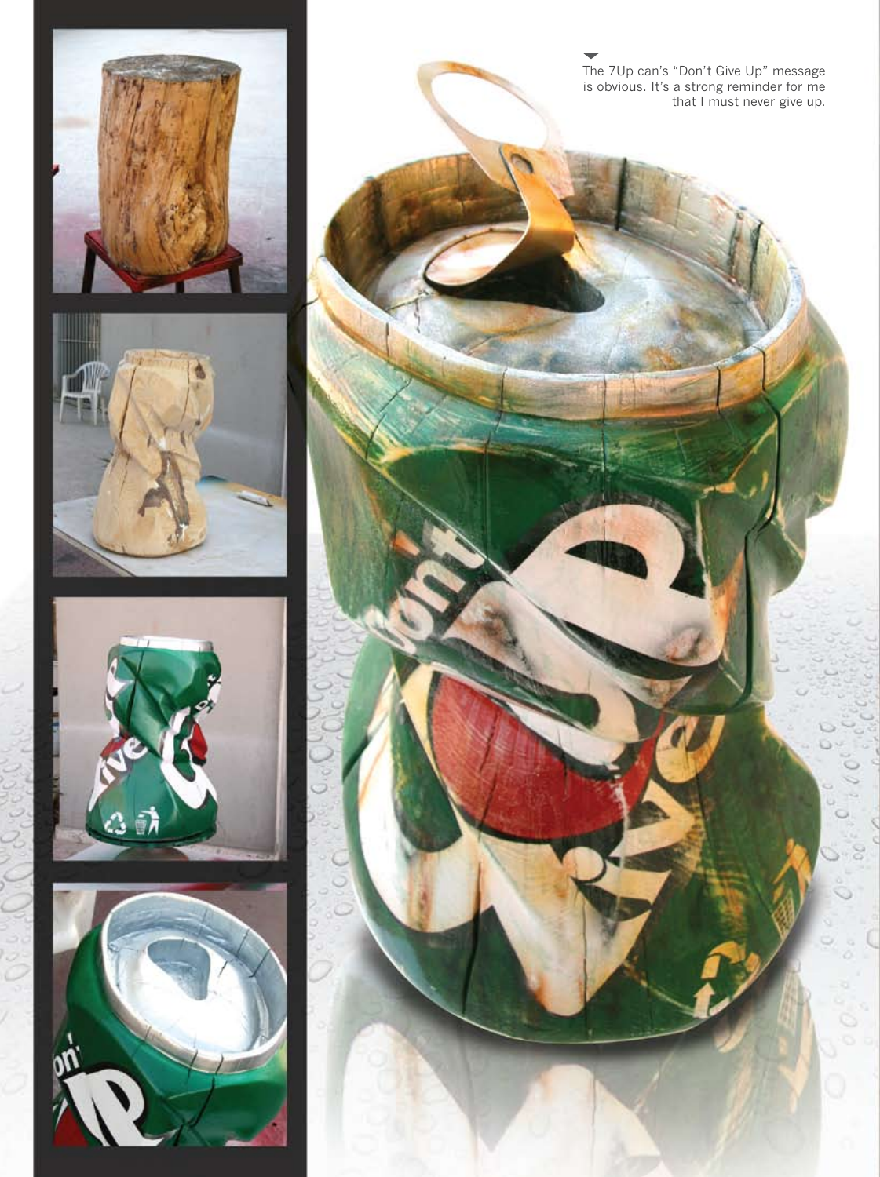The 7Up can's "Don't Give Up" message is obvious. It's a strong reminder for me that I must never give up.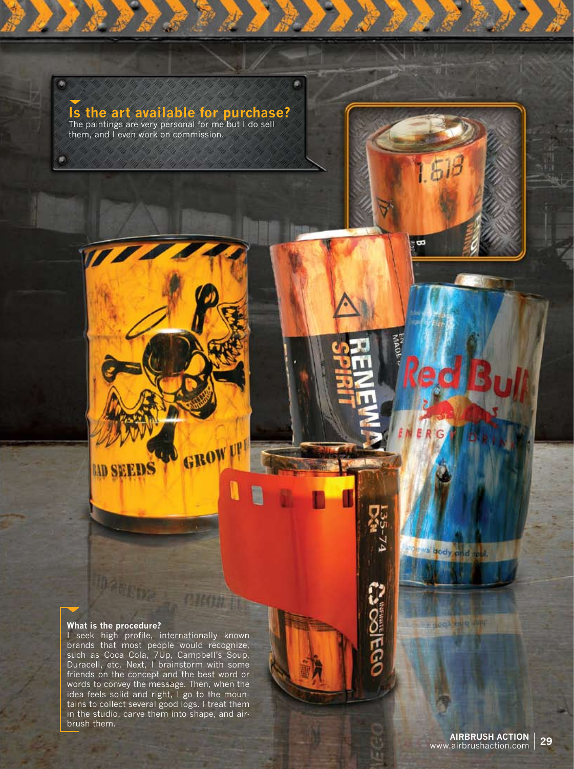### Is the art available for purchase?

The paintings are very personal for me but I do sell them, and I even work on commission.

**What is the procedure?**

I seek high profile, internationally known brands that most people would recognize, such as Coca Cola, 7Up, Campbell's Soup, Duracell, etc. Next, I brainstorm with some friends on the concept and the best word or words to convey the message. Then, when the idea feels solid and right, I go to the mountains to collect several good logs. I treat them in the studio, carve them into shape, and airbrush them.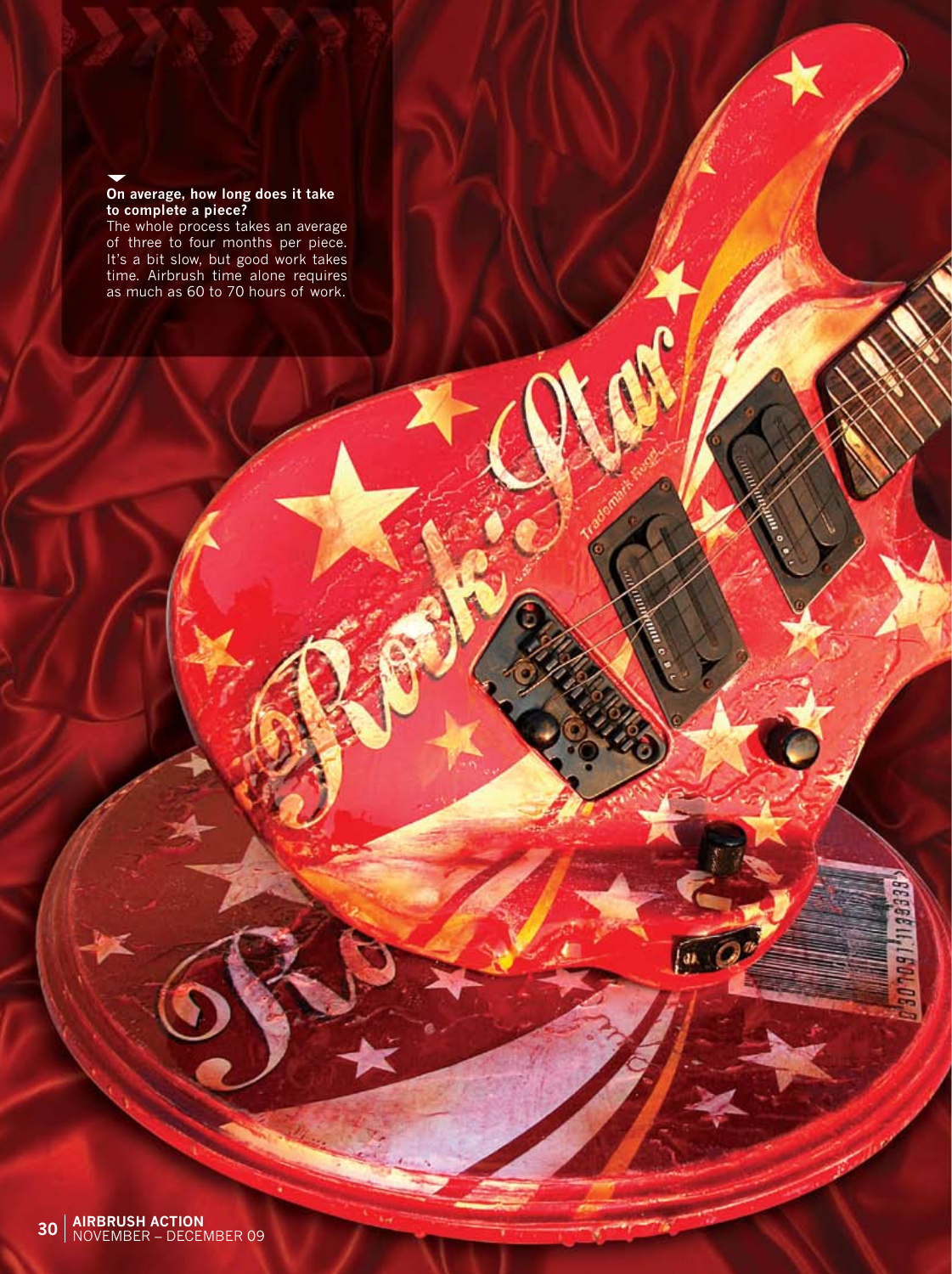**On average, how long does it take to complete a piece?**

The whole process takes an average of three to four months per piece. It's a bit slow, but good work takes time. Airbrush time alone requires as much as 60 to 70 hours of work.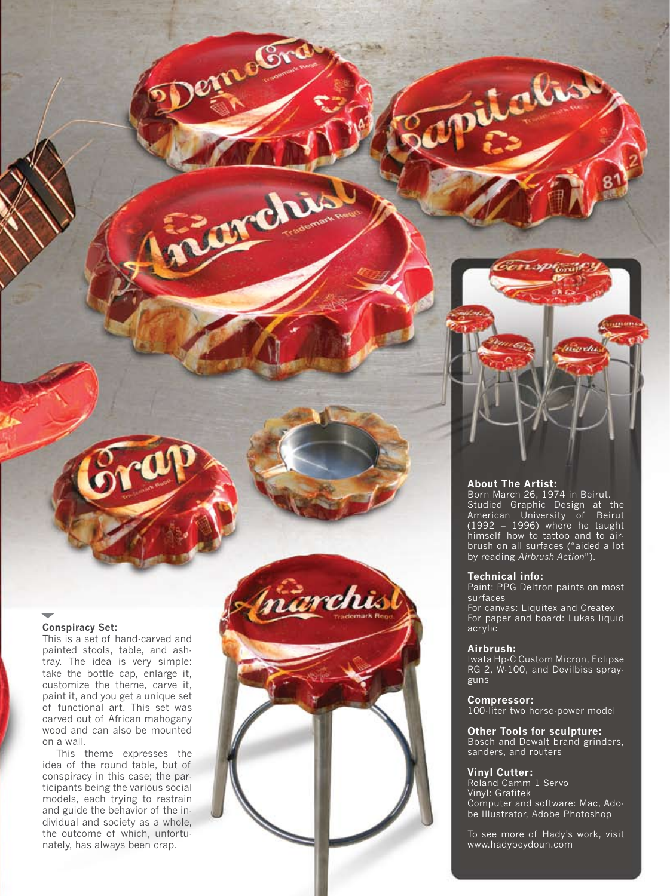### Conspiracy Set:

This is a set of hand-carved and painted stools, table, and ashtray. The idea is very simple: take the bottle cap, enlarge it, customize the theme, carve it, paint it, and you get a unique set of functional art. This set was carved out of African mahogany wood and can also be mounted on a wall.

This theme expresses the idea of the round table, but of conspiracy in this case; the participants being the various social models, each trying to restrain and guide the behavior of the individual and society as a whole, the outcome of which, unfortunately, has always been crap.

**About The Artist:**
Born March 26, 1974 in Beirut. Studied Graphic Design at the American University of Beirut (1992 – 1996) where he taught himself how to tattoo and to airbrush on all surfaces ("aided a lot by reading *Airbrush Action*").

**Technical info:**
Paint: PPG Deltron paints on most surfaces
For canvas: Liquitex and Createx
For paper and board: Lukas liquid acrylic

**Airbrush:**
Iwata Hp-C Custom Micron, Eclipse RG 2, W-100, and Devilbiss spray-guns

**Compressor:**
100-liter two horse-power model

**Other Tools for sculpture:**
Bosch and Dewalt brand grinders, sanders, and routers

**Vinyl Cutter:**
Roland Camm 1 Servo
Vinyl: Grafitek
Computer and software: Mac, Adobe Illustrator, Adobe Photoshop

To see more of Hady's work, visit www.hadybeydoun.com